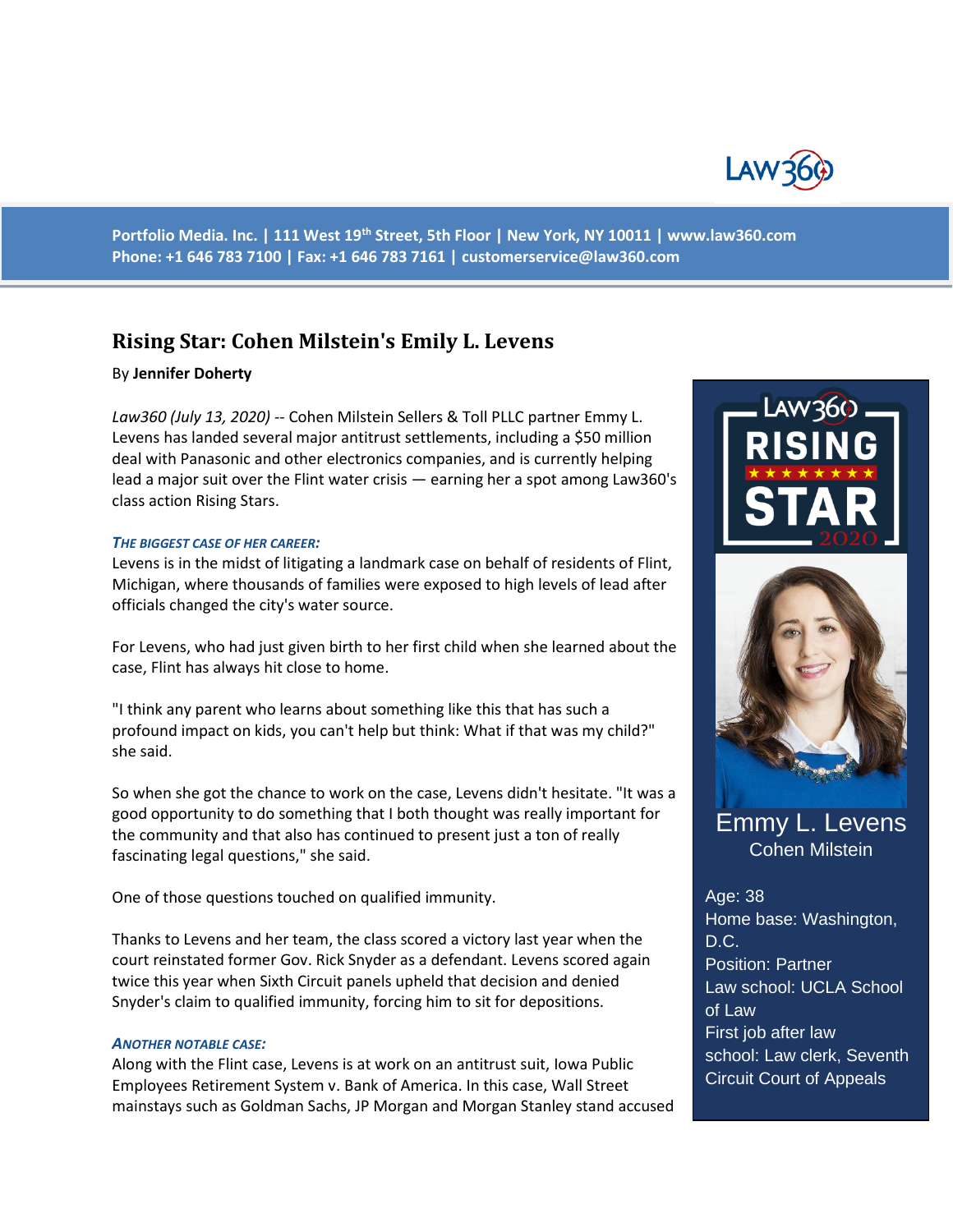Portfolio Media. Inc. | 111 West 19th Street, 5th Floor | New York, NY 10011 | www.law360.com
Phone: +1 646 783 7100 | Fax: +1 646 783 7161 | customerservice@law360.com

# Rising Star: Cohen Milstein's Emily L. Levens

By **Jennifer Doherty**

*Law360 (July 13, 2020)* -- Cohen Milstein Sellers & Toll PLLC partner Emmy L. Levens has landed several major antitrust settlements, including a $50 million deal with Panasonic and other electronics companies, and is currently helping lead a major suit over the Flint water crisis — earning her a spot among Law360's class action Rising Stars.

***THE BIGGEST CASE OF HER CAREER:***

Levens is in the midst of litigating a landmark case on behalf of residents of Flint, Michigan, where thousands of families were exposed to high levels of lead after officials changed the city's water source.

For Levens, who had just given birth to her first child when she learned about the case, Flint has always hit close to home.

"I think any parent who learns about something like this that has such a profound impact on kids, you can't help but think: What if that was my child?" she said.

So when she got the chance to work on the case, Levens didn't hesitate. "It was a good opportunity to do something that I both thought was really important for the community and that also has continued to present just a ton of really fascinating legal questions," she said.

One of those questions touched on qualified immunity.

Thanks to Levens and her team, the class scored a victory last year when the court reinstated former Gov. Rick Snyder as a defendant. Levens scored again twice this year when Sixth Circuit panels upheld that decision and denied Snyder's claim to qualified immunity, forcing him to sit for depositions.

***ANOTHER NOTABLE CASE:***

Along with the Flint case, Levens is at work on an antitrust suit, Iowa Public Employees Retirement System v. Bank of America. In this case, Wall Street mainstays such as Goldman Sachs, JP Morgan and Morgan Stanley stand accused

Law360 Rising Star 2020

**Emmy L. Levens**
Cohen Milstein

Age: 38
Home base: Washington, D.C.
Position: Partner
Law school: UCLA School of Law
First job after law school: Law clerk, Seventh Circuit Court of Appeals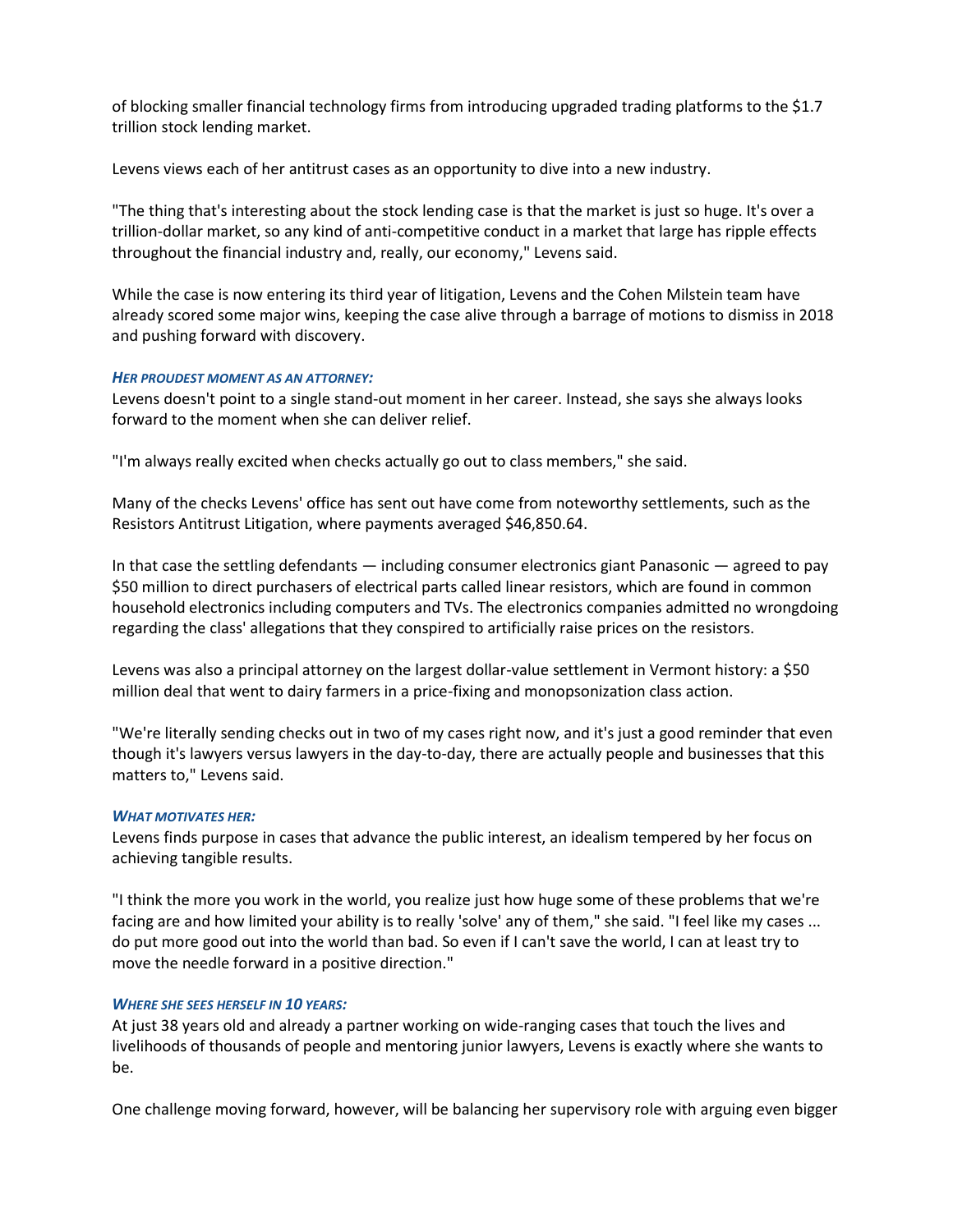of blocking smaller financial technology firms from introducing upgraded trading platforms to the $1.7 trillion stock lending market.

Levens views each of her antitrust cases as an opportunity to dive into a new industry.

"The thing that's interesting about the stock lending case is that the market is just so huge. It's over a trillion-dollar market, so any kind of anti-competitive conduct in a market that large has ripple effects throughout the financial industry and, really, our economy," Levens said.

While the case is now entering its third year of litigation, Levens and the Cohen Milstein team have already scored some major wins, keeping the case alive through a barrage of motions to dismiss in 2018 and pushing forward with discovery.

***HER PROUDEST MOMENT AS AN ATTORNEY:***

Levens doesn't point to a single stand-out moment in her career. Instead, she says she always looks forward to the moment when she can deliver relief.

"I'm always really excited when checks actually go out to class members," she said.

Many of the checks Levens' office has sent out have come from noteworthy settlements, such as the Resistors Antitrust Litigation, where payments averaged $46,850.64.

In that case the settling defendants — including consumer electronics giant Panasonic — agreed to pay $50 million to direct purchasers of electrical parts called linear resistors, which are found in common household electronics including computers and TVs. The electronics companies admitted no wrongdoing regarding the class' allegations that they conspired to artificially raise prices on the resistors.

Levens was also a principal attorney on the largest dollar-value settlement in Vermont history: a $50 million deal that went to dairy farmers in a price-fixing and monopsonization class action.

"We're literally sending checks out in two of my cases right now, and it's just a good reminder that even though it's lawyers versus lawyers in the day-to-day, there are actually people and businesses that this matters to," Levens said.

***WHAT MOTIVATES HER:***

Levens finds purpose in cases that advance the public interest, an idealism tempered by her focus on achieving tangible results.

"I think the more you work in the world, you realize just how huge some of these problems that we're facing are and how limited your ability is to really 'solve' any of them," she said. "I feel like my cases ... do put more good out into the world than bad. So even if I can't save the world, I can at least try to move the needle forward in a positive direction."

***WHERE SHE SEES HERSELF IN 10 YEARS:***

At just 38 years old and already a partner working on wide-ranging cases that touch the lives and livelihoods of thousands of people and mentoring junior lawyers, Levens is exactly where she wants to be.

One challenge moving forward, however, will be balancing her supervisory role with arguing even bigger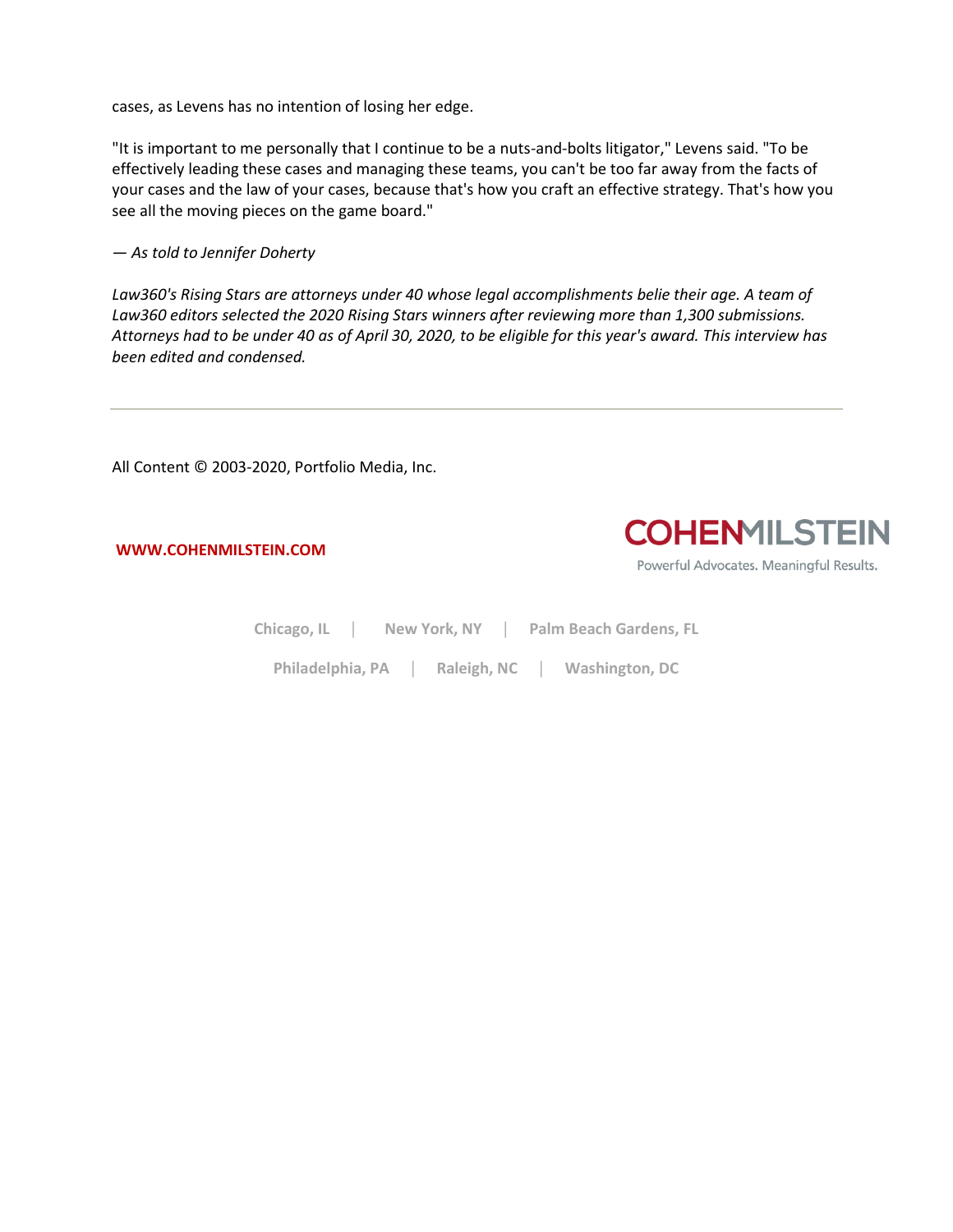cases, as Levens has no intention of losing her edge.

"It is important to me personally that I continue to be a nuts-and-bolts litigator," Levens said. "To be effectively leading these cases and managing these teams, you can't be too far away from the facts of your cases and the law of your cases, because that's how you craft an effective strategy. That's how you see all the moving pieces on the game board."

*— As told to Jennifer Doherty*

*Law360's Rising Stars are attorneys under 40 whose legal accomplishments belie their age. A team of Law360 editors selected the 2020 Rising Stars winners after reviewing more than 1,300 submissions. Attorneys had to be under 40 as of April 30, 2020, to be eligible for this year's award. This interview has been edited and condensed.*

---

All Content © 2003-2020, Portfolio Media, Inc.

**WWW.COHENMILSTEIN.COM**

**COHENMILSTEIN**

Powerful Advocates. Meaningful Results.

Chicago, IL | New York, NY | Palm Beach Gardens, FL

Philadelphia, PA | Raleigh, NC | Washington, DC